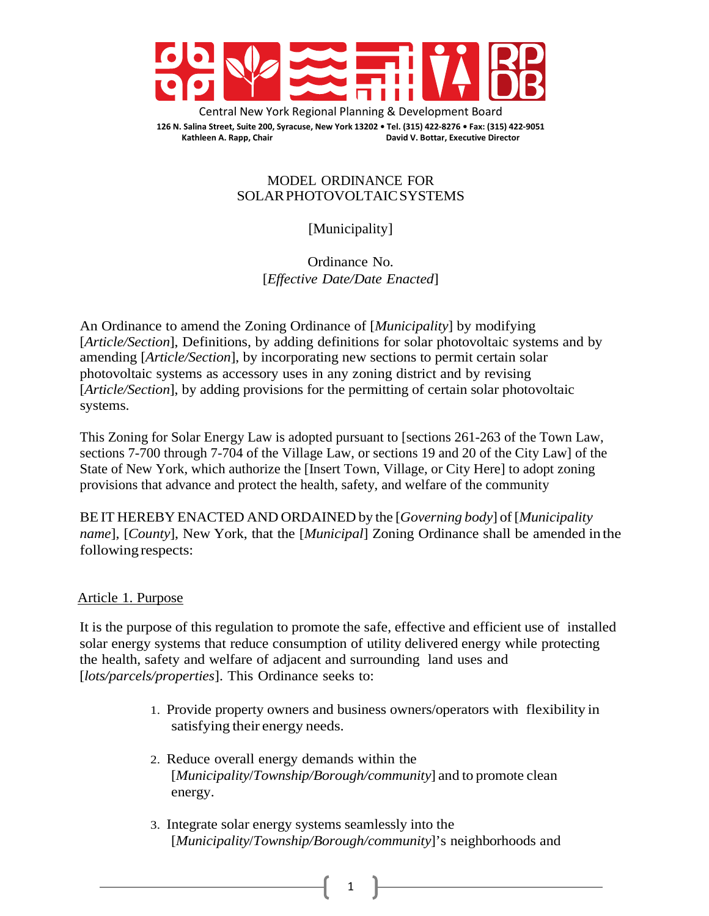Central New York Regional Planning & Development Board

**126 N. Salina Street, Suite 200, Syracuse, New York 13202 • Tel. (315) 422-8276 • Fax: (315) 422-9051**
**Kathleen A. Rapp, Chair** **David V. Bottar, Executive Director**

# MODEL ORDINANCE FOR SOLAR PHOTOVOLTAIC SYSTEMS

[Municipality]

Ordinance No.
[*Effective Date/Date Enacted*]

An Ordinance to amend the Zoning Ordinance of [*Municipality*] by modifying [*Article/Section*], Definitions, by adding definitions for solar photovoltaic systems and by amending [*Article/Section*], by incorporating new sections to permit certain solar photovoltaic systems as accessory uses in any zoning district and by revising [*Article/Section*], by adding provisions for the permitting of certain solar photovoltaic systems.

This Zoning for Solar Energy Law is adopted pursuant to [sections 261-263 of the Town Law, sections 7-700 through 7-704 of the Village Law, or sections 19 and 20 of the City Law] of the State of New York, which authorize the [Insert Town, Village, or City Here] to adopt zoning provisions that advance and protect the health, safety, and welfare of the community

BE IT HEREBY ENACTED AND ORDAINED by the [*Governing body*] of [*Municipality name*], [*County*], New York, that the [*Municipal*] Zoning Ordinance shall be amended in the following respects:

## Article 1. Purpose

It is the purpose of this regulation to promote the safe, effective and efficient use of installed solar energy systems that reduce consumption of utility delivered energy while protecting the health, safety and welfare of adjacent and surrounding land uses and [*lots/parcels/properties*]. This Ordinance seeks to:

1. Provide property owners and business owners/operators with flexibility in satisfying their energy needs.
2. Reduce overall energy demands within the [*Municipality/Township/Borough/community*] and to promote clean energy.
3. Integrate solar energy systems seamlessly into the [*Municipality/Township/Borough/community*]'s neighborhoods and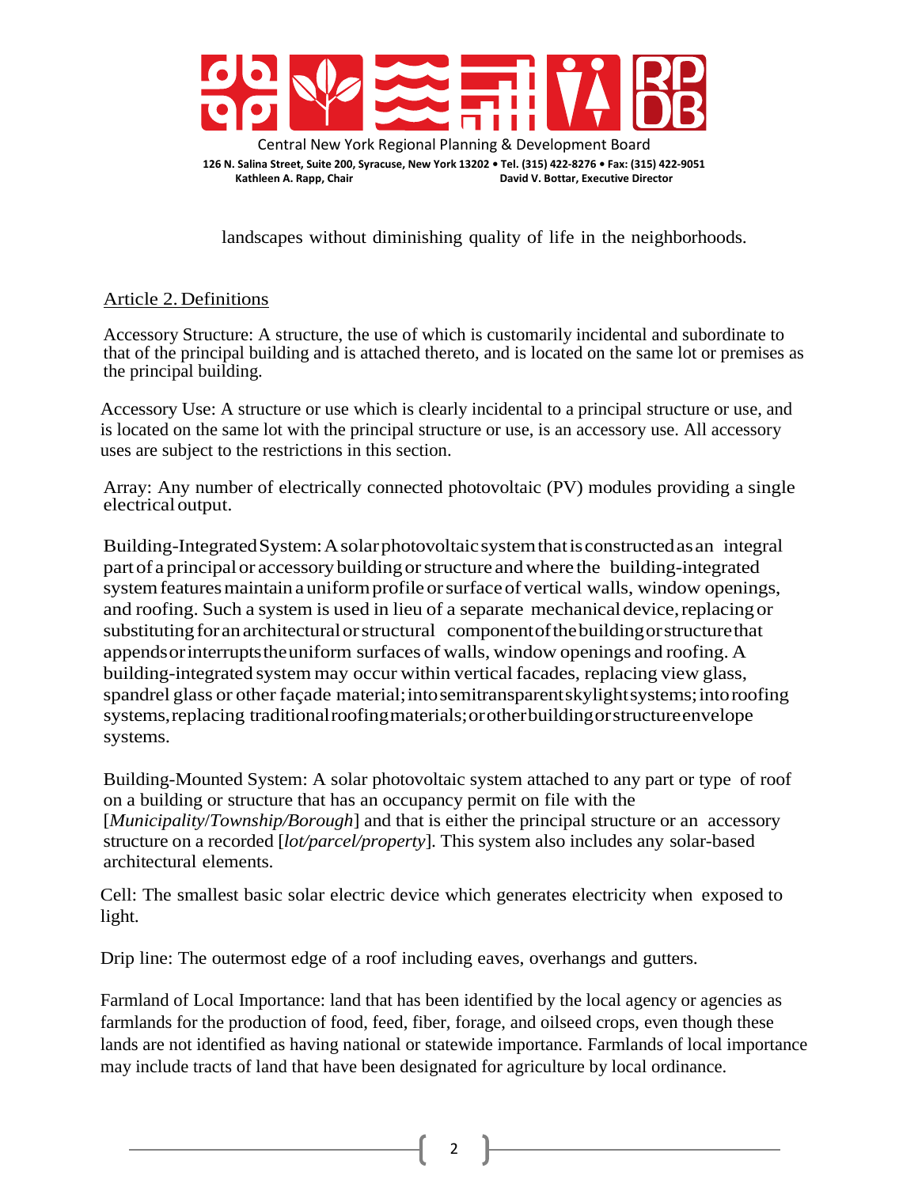landscapes without diminishing quality of life in the neighborhoods.

## Article 2. Definitions

Accessory Structure: A structure, the use of which is customarily incidental and subordinate to that of the principal building and is attached thereto, and is located on the same lot or premises as the principal building.

Accessory Use: A structure or use which is clearly incidental to a principal structure or use, and is located on the same lot with the principal structure or use, is an accessory use. All accessory uses are subject to the restrictions in this section.

Array: Any number of electrically connected photovoltaic (PV) modules providing a single electrical output.

Building-Integrated System: A solar photovoltaic system that is constructed as an integral part of a principal or accessory building or structure and where the building-integrated system features maintain a uniform profile or surface of vertical walls, window openings, and roofing. Such a system is used in lieu of a separate mechanical device, replacing or substituting for an architectural or structural component of the building or structure that appends or interrupts the uniform surfaces of walls, window openings and roofing. A building-integrated system may occur within vertical facades, replacing view glass, spandrel glass or other façade material; into semitransparent skylight systems; into roofing systems, replacing traditional roofing materials; or other building or structure envelope systems.

Building-Mounted System: A solar photovoltaic system attached to any part or type of roof on a building or structure that has an occupancy permit on file with the [*Municipality*/*Township/Borough*] and that is either the principal structure or an accessory structure on a recorded [*lot/parcel/property*]. This system also includes any solar-based architectural elements.

Cell: The smallest basic solar electric device which generates electricity when exposed to light.

Drip line: The outermost edge of a roof including eaves, overhangs and gutters.

Farmland of Local Importance: land that has been identified by the local agency or agencies as farmlands for the production of food, feed, fiber, forage, and oilseed crops, even though these lands are not identified as having national or statewide importance. Farmlands of local importance may include tracts of land that have been designated for agriculture by local ordinance.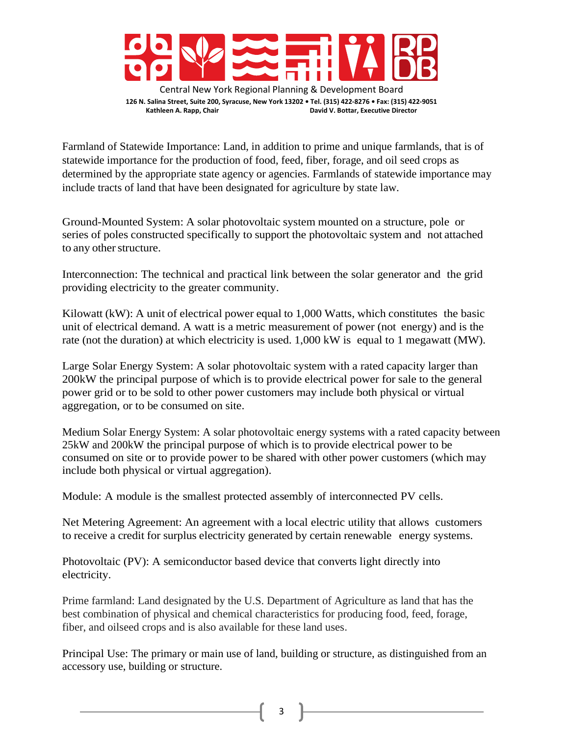Farmland of Statewide Importance: Land, in addition to prime and unique farmlands, that is of statewide importance for the production of food, feed, fiber, forage, and oil seed crops as determined by the appropriate state agency or agencies. Farmlands of statewide importance may include tracts of land that have been designated for agriculture by state law.

Ground-Mounted System: A solar photovoltaic system mounted on a structure, pole or series of poles constructed specifically to support the photovoltaic system and not attached to any other structure.

Interconnection: The technical and practical link between the solar generator and the grid providing electricity to the greater community.

Kilowatt (kW): A unit of electrical power equal to 1,000 Watts, which constitutes the basic unit of electrical demand. A watt is a metric measurement of power (not energy) and is the rate (not the duration) at which electricity is used. 1,000 kW is equal to 1 megawatt (MW).

Large Solar Energy System: A solar photovoltaic system with a rated capacity larger than 200kW the principal purpose of which is to provide electrical power for sale to the general power grid or to be sold to other power customers may include both physical or virtual aggregation, or to be consumed on site.

Medium Solar Energy System: A solar photovoltaic energy systems with a rated capacity between 25kW and 200kW the principal purpose of which is to provide electrical power to be consumed on site or to provide power to be shared with other power customers (which may include both physical or virtual aggregation).

Module: A module is the smallest protected assembly of interconnected PV cells.

Net Metering Agreement: An agreement with a local electric utility that allows customers to receive a credit for surplus electricity generated by certain renewable energy systems.

Photovoltaic (PV): A semiconductor based device that converts light directly into electricity.

Prime farmland: Land designated by the U.S. Department of Agriculture as land that has the best combination of physical and chemical characteristics for producing food, feed, forage, fiber, and oilseed crops and is also available for these land uses.

Principal Use: The primary or main use of land, building or structure, as distinguished from an accessory use, building or structure.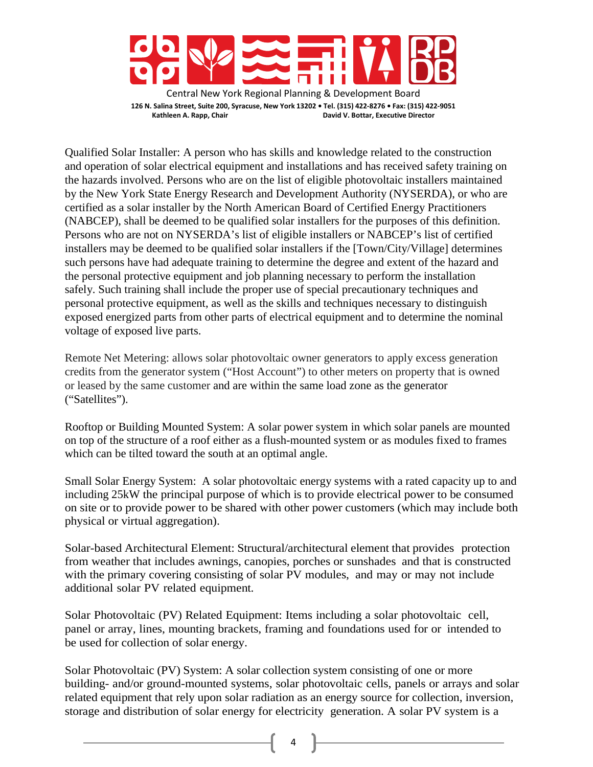Qualified Solar Installer: A person who has skills and knowledge related to the construction and operation of solar electrical equipment and installations and has received safety training on the hazards involved. Persons who are on the list of eligible photovoltaic installers maintained by the New York State Energy Research and Development Authority (NYSERDA), or who are certified as a solar installer by the North American Board of Certified Energy Practitioners (NABCEP), shall be deemed to be qualified solar installers for the purposes of this definition. Persons who are not on NYSERDA's list of eligible installers or NABCEP's list of certified installers may be deemed to be qualified solar installers if the [Town/City/Village] determines such persons have had adequate training to determine the degree and extent of the hazard and the personal protective equipment and job planning necessary to perform the installation safely. Such training shall include the proper use of special precautionary techniques and personal protective equipment, as well as the skills and techniques necessary to distinguish exposed energized parts from other parts of electrical equipment and to determine the nominal voltage of exposed live parts.

Remote Net Metering: allows solar photovoltaic owner generators to apply excess generation credits from the generator system ("Host Account") to other meters on property that is owned or leased by the same customer and are within the same load zone as the generator ("Satellites").

Rooftop or Building Mounted System: A solar power system in which solar panels are mounted on top of the structure of a roof either as a flush-mounted system or as modules fixed to frames which can be tilted toward the south at an optimal angle.

Small Solar Energy System: A solar photovoltaic energy systems with a rated capacity up to and including 25kW the principal purpose of which is to provide electrical power to be consumed on site or to provide power to be shared with other power customers (which may include both physical or virtual aggregation).

Solar-based Architectural Element: Structural/architectural element that provides protection from weather that includes awnings, canopies, porches or sunshades and that is constructed with the primary covering consisting of solar PV modules, and may or may not include additional solar PV related equipment.

Solar Photovoltaic (PV) Related Equipment: Items including a solar photovoltaic cell, panel or array, lines, mounting brackets, framing and foundations used for or intended to be used for collection of solar energy.

Solar Photovoltaic (PV) System: A solar collection system consisting of one or more building- and/or ground-mounted systems, solar photovoltaic cells, panels or arrays and solar related equipment that rely upon solar radiation as an energy source for collection, inversion, storage and distribution of solar energy for electricity generation. A solar PV system is a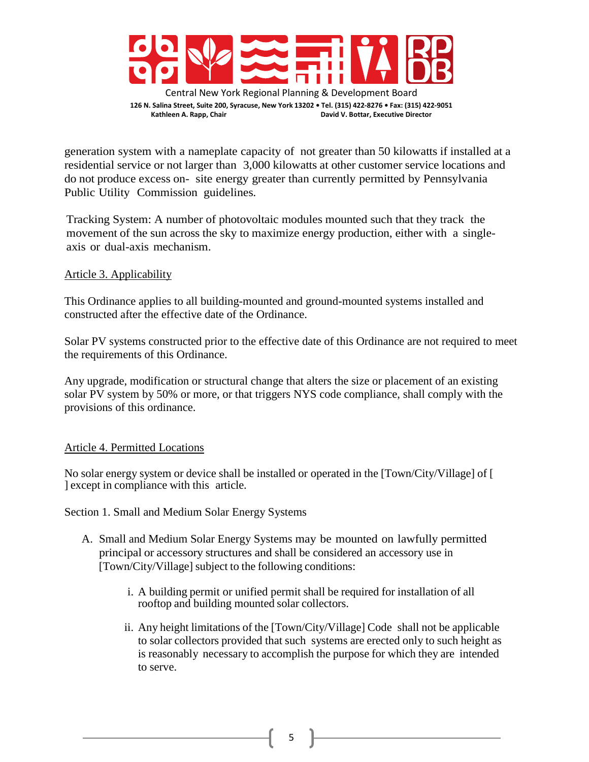generation system with a nameplate capacity of not greater than 50 kilowatts if installed at a residential service or not larger than 3,000 kilowatts at other customer service locations and do not produce excess on- site energy greater than currently permitted by Pennsylvania Public Utility Commission guidelines.

Tracking System: A number of photovoltaic modules mounted such that they track the movement of the sun across the sky to maximize energy production, either with a single-axis or dual-axis mechanism.

## Article 3. Applicability

This Ordinance applies to all building-mounted and ground-mounted systems installed and constructed after the effective date of the Ordinance.

Solar PV systems constructed prior to the effective date of this Ordinance are not required to meet the requirements of this Ordinance.

Any upgrade, modification or structural change that alters the size or placement of an existing solar PV system by 50% or more, or that triggers NYS code compliance, shall comply with the provisions of this ordinance.

## Article 4. Permitted Locations

No solar energy system or device shall be installed or operated in the [Town/City/Village] of [ ] except in compliance with this article.

Section 1. Small and Medium Solar Energy Systems

A. Small and Medium Solar Energy Systems may be mounted on lawfully permitted principal or accessory structures and shall be considered an accessory use in [Town/City/Village] subject to the following conditions:

   i. A building permit or unified permit shall be required for installation of all rooftop and building mounted solar collectors.

   ii. Any height limitations of the [Town/City/Village] Code shall not be applicable to solar collectors provided that such systems are erected only to such height as is reasonably necessary to accomplish the purpose for which they are intended to serve.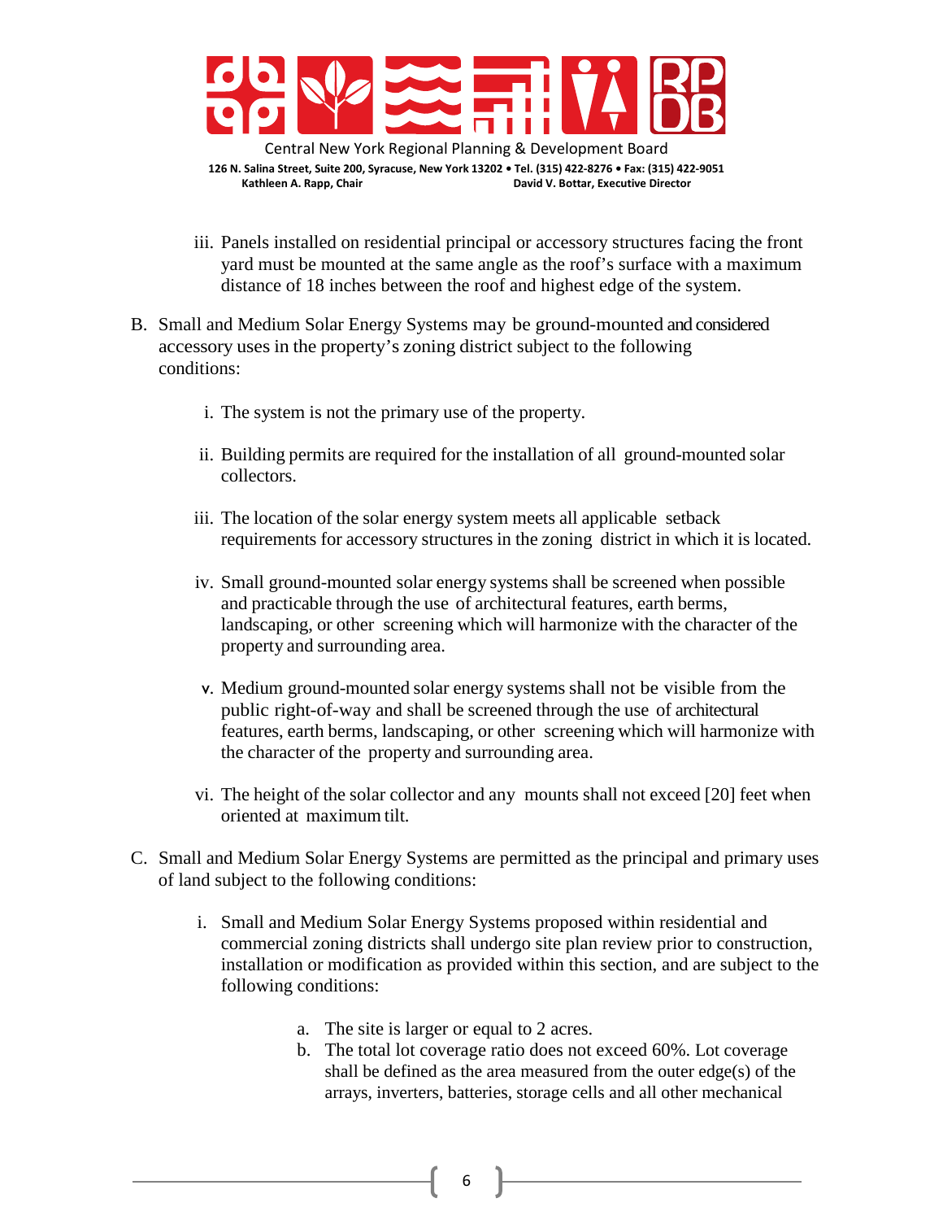iii. Panels installed on residential principal or accessory structures facing the front yard must be mounted at the same angle as the roof's surface with a maximum distance of 18 inches between the roof and highest edge of the system.

B. Small and Medium Solar Energy Systems may be ground-mounted and considered accessory uses in the property's zoning district subject to the following conditions:

   i. The system is not the primary use of the property.

   ii. Building permits are required for the installation of all ground-mounted solar collectors.

   iii. The location of the solar energy system meets all applicable setback requirements for accessory structures in the zoning district in which it is located.

   iv. Small ground-mounted solar energy systems shall be screened when possible and practicable through the use of architectural features, earth berms, landscaping, or other screening which will harmonize with the character of the property and surrounding area.

   v. Medium ground-mounted solar energy systems shall not be visible from the public right-of-way and shall be screened through the use of architectural features, earth berms, landscaping, or other screening which will harmonize with the character of the property and surrounding area.

   vi. The height of the solar collector and any mounts shall not exceed [20] feet when oriented at maximum tilt.

C. Small and Medium Solar Energy Systems are permitted as the principal and primary uses of land subject to the following conditions:

   i. Small and Medium Solar Energy Systems proposed within residential and commercial zoning districts shall undergo site plan review prior to construction, installation or modification as provided within this section, and are subject to the following conditions:

      a. The site is larger or equal to 2 acres.
      b. The total lot coverage ratio does not exceed 60%. Lot coverage shall be defined as the area measured from the outer edge(s) of the arrays, inverters, batteries, storage cells and all other mechanical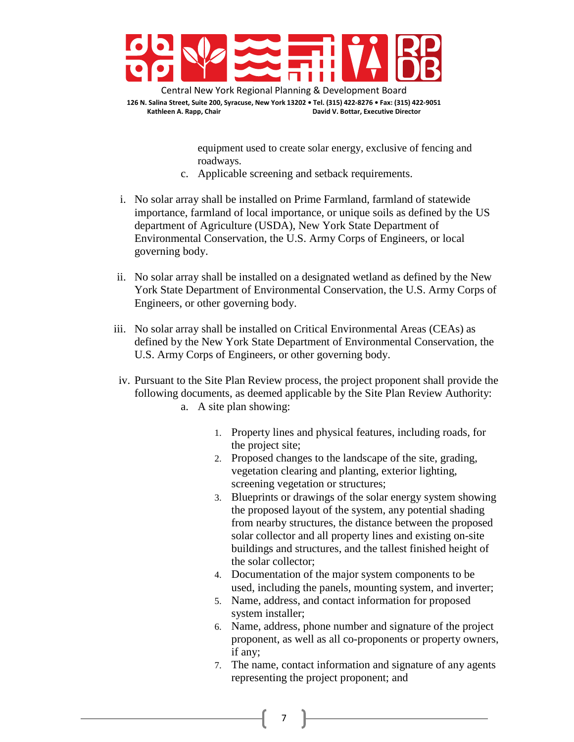equipment used to create solar energy, exclusive of fencing and roadways.

c. Applicable screening and setback requirements.

i. No solar array shall be installed on Prime Farmland, farmland of statewide importance, farmland of local importance, or unique soils as defined by the US department of Agriculture (USDA), New York State Department of Environmental Conservation, the U.S. Army Corps of Engineers, or local governing body.

ii. No solar array shall be installed on a designated wetland as defined by the New York State Department of Environmental Conservation, the U.S. Army Corps of Engineers, or other governing body.

iii. No solar array shall be installed on Critical Environmental Areas (CEAs) as defined by the New York State Department of Environmental Conservation, the U.S. Army Corps of Engineers, or other governing body.

iv. Pursuant to the Site Plan Review process, the project proponent shall provide the following documents, as deemed applicable by the Site Plan Review Authority:

a. A site plan showing:

1. Property lines and physical features, including roads, for the project site;
2. Proposed changes to the landscape of the site, grading, vegetation clearing and planting, exterior lighting, screening vegetation or structures;
3. Blueprints or drawings of the solar energy system showing the proposed layout of the system, any potential shading from nearby structures, the distance between the proposed solar collector and all property lines and existing on-site buildings and structures, and the tallest finished height of the solar collector;
4. Documentation of the major system components to be used, including the panels, mounting system, and inverter;
5. Name, address, and contact information for proposed system installer;
6. Name, address, phone number and signature of the project proponent, as well as all co-proponents or property owners, if any;
7. The name, contact information and signature of any agents representing the project proponent; and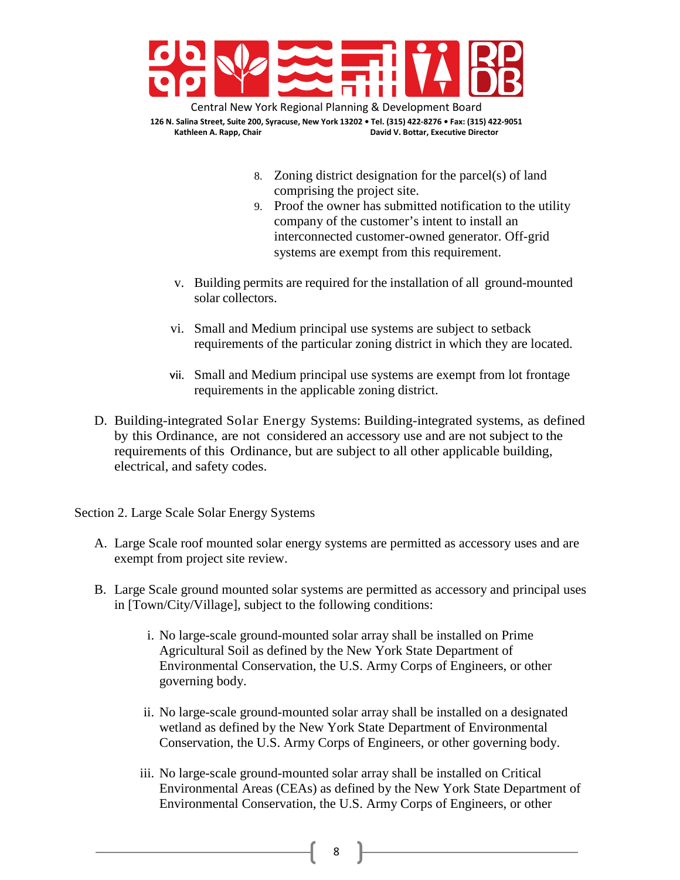8. Zoning district designation for the parcel(s) of land comprising the project site.
9. Proof the owner has submitted notification to the utility company of the customer's intent to install an interconnected customer-owned generator. Off-grid systems are exempt from this requirement.

v. Building permits are required for the installation of all ground-mounted solar collectors.

vi. Small and Medium principal use systems are subject to setback requirements of the particular zoning district in which they are located.

vii. Small and Medium principal use systems are exempt from lot frontage requirements in the applicable zoning district.

D. Building-integrated Solar Energy Systems: Building-integrated systems, as defined by this Ordinance, are not considered an accessory use and are not subject to the requirements of this Ordinance, but are subject to all other applicable building, electrical, and safety codes.

Section 2. Large Scale Solar Energy Systems

A. Large Scale roof mounted solar energy systems are permitted as accessory uses and are exempt from project site review.

B. Large Scale ground mounted solar systems are permitted as accessory and principal uses in [Town/City/Village], subject to the following conditions:

i. No large-scale ground-mounted solar array shall be installed on Prime Agricultural Soil as defined by the New York State Department of Environmental Conservation, the U.S. Army Corps of Engineers, or other governing body.

ii. No large-scale ground-mounted solar array shall be installed on a designated wetland as defined by the New York State Department of Environmental Conservation, the U.S. Army Corps of Engineers, or other governing body.

iii. No large-scale ground-mounted solar array shall be installed on Critical Environmental Areas (CEAs) as defined by the New York State Department of Environmental Conservation, the U.S. Army Corps of Engineers, or other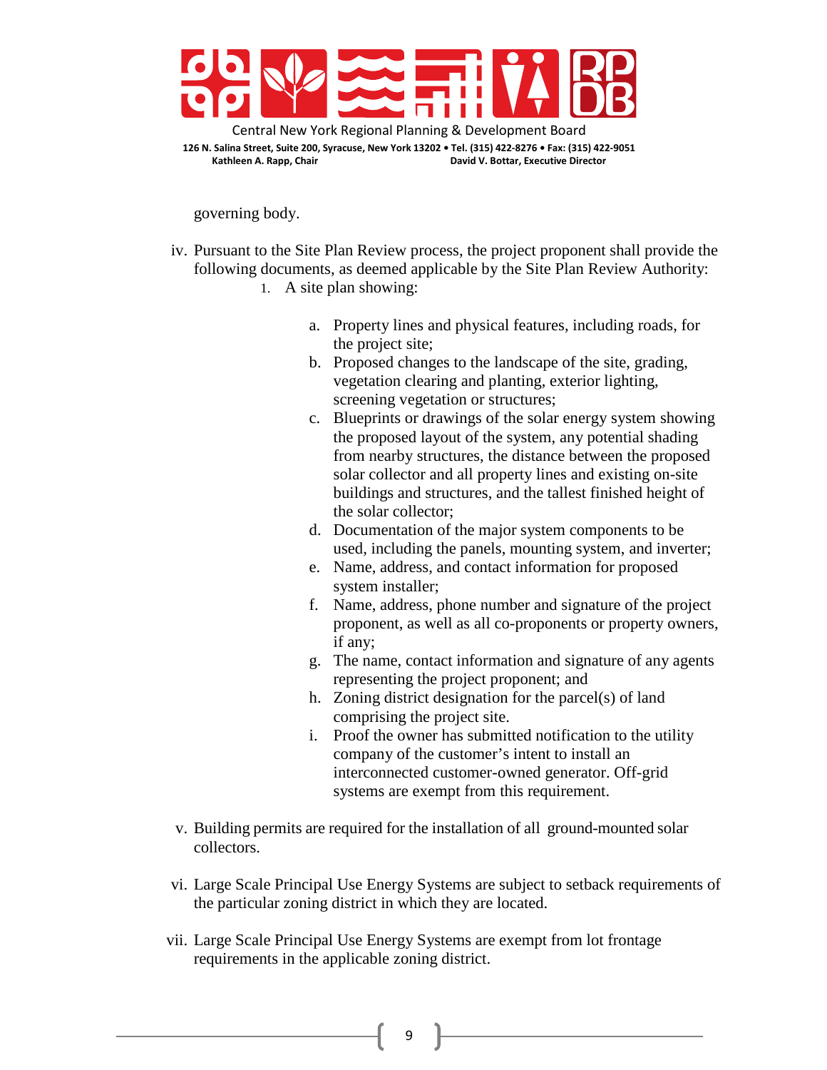governing body.

iv. Pursuant to the Site Plan Review process, the project proponent shall provide the following documents, as deemed applicable by the Site Plan Review Authority:

1. A site plan showing:

    a. Property lines and physical features, including roads, for the project site;
    b. Proposed changes to the landscape of the site, grading, vegetation clearing and planting, exterior lighting, screening vegetation or structures;
    c. Blueprints or drawings of the solar energy system showing the proposed layout of the system, any potential shading from nearby structures, the distance between the proposed solar collector and all property lines and existing on-site buildings and structures, and the tallest finished height of the solar collector;
    d. Documentation of the major system components to be used, including the panels, mounting system, and inverter;
    e. Name, address, and contact information for proposed system installer;
    f. Name, address, phone number and signature of the project proponent, as well as all co-proponents or property owners, if any;
    g. The name, contact information and signature of any agents representing the project proponent; and
    h. Zoning district designation for the parcel(s) of land comprising the project site.
    i. Proof the owner has submitted notification to the utility company of the customer's intent to install an interconnected customer-owned generator. Off-grid systems are exempt from this requirement.

v. Building permits are required for the installation of all ground-mounted solar collectors.

vi. Large Scale Principal Use Energy Systems are subject to setback requirements of the particular zoning district in which they are located.

vii. Large Scale Principal Use Energy Systems are exempt from lot frontage requirements in the applicable zoning district.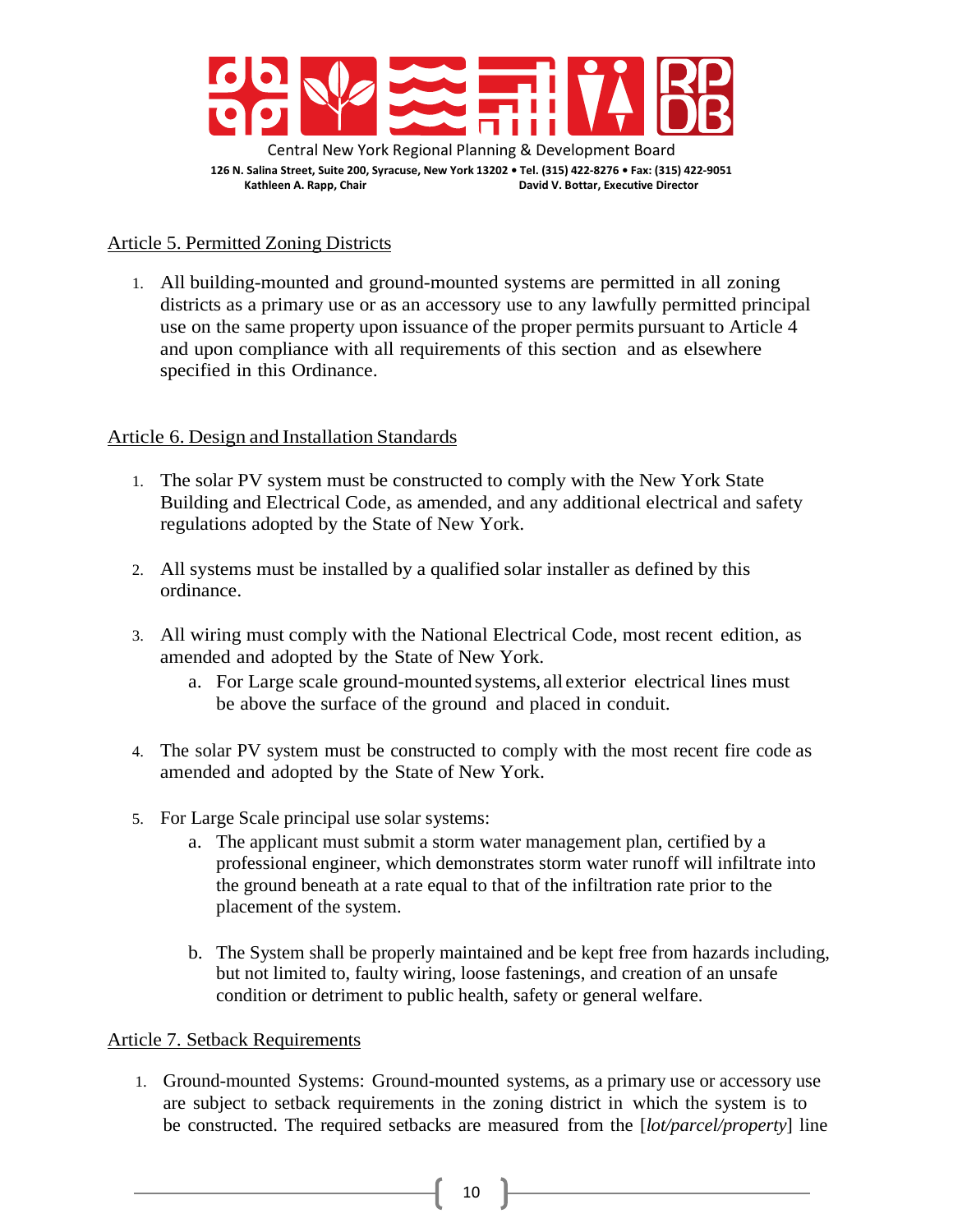Central New York Regional Planning & Development Board

126 N. Salina Street, Suite 200, Syracuse, New York 13202 • Tel. (315) 422-8276 • Fax: (315) 422-9051

Kathleen A. Rapp, Chair David V. Bottar, Executive Director

Article 5. Permitted Zoning Districts

1. All building-mounted and ground-mounted systems are permitted in all zoning districts as a primary use or as an accessory use to any lawfully permitted principal use on the same property upon issuance of the proper permits pursuant to Article 4 and upon compliance with all requirements of this section and as elsewhere specified in this Ordinance.

Article 6. Design and Installation Standards

1. The solar PV system must be constructed to comply with the New York State Building and Electrical Code, as amended, and any additional electrical and safety regulations adopted by the State of New York.

2. All systems must be installed by a qualified solar installer as defined by this ordinance.

3. All wiring must comply with the National Electrical Code, most recent edition, as amended and adopted by the State of New York.
   a. For Large scale ground-mounted systems, all exterior electrical lines must be above the surface of the ground and placed in conduit.

4. The solar PV system must be constructed to comply with the most recent fire code as amended and adopted by the State of New York.

5. For Large Scale principal use solar systems:
   a. The applicant must submit a storm water management plan, certified by a professional engineer, which demonstrates storm water runoff will infiltrate into the ground beneath at a rate equal to that of the infiltration rate prior to the placement of the system.

   b. The System shall be properly maintained and be kept free from hazards including, but not limited to, faulty wiring, loose fastenings, and creation of an unsafe condition or detriment to public health, safety or general welfare.

Article 7. Setback Requirements

1. Ground-mounted Systems: Ground-mounted systems, as a primary use or accessory use are subject to setback requirements in the zoning district in which the system is to be constructed. The required setbacks are measured from the [*lot/parcel/property*] line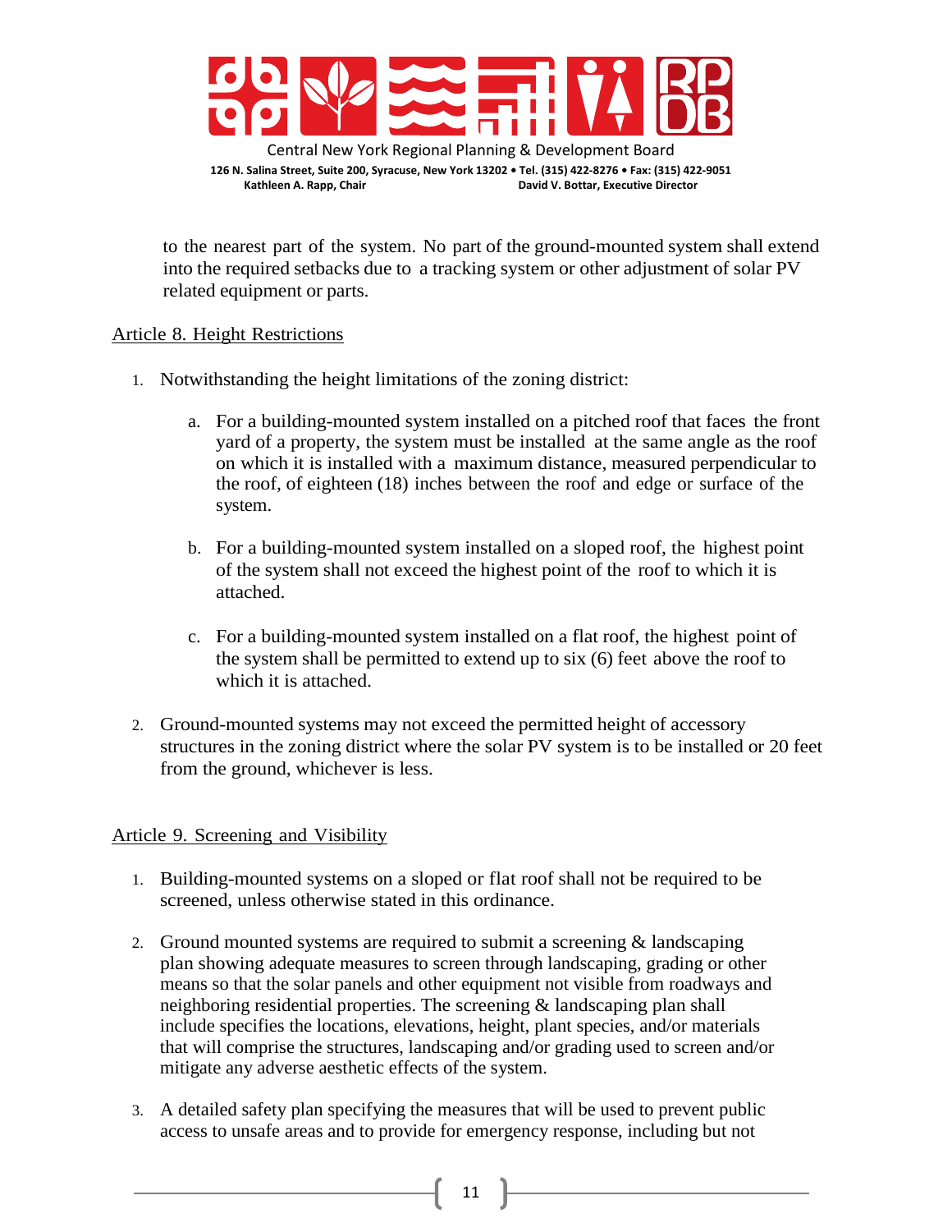to the nearest part of the system. No part of the ground-mounted system shall extend into the required setbacks due to a tracking system or other adjustment of solar PV related equipment or parts.

## Article 8. Height Restrictions

1. Notwithstanding the height limitations of the zoning district:

    a. For a building-mounted system installed on a pitched roof that faces the front yard of a property, the system must be installed at the same angle as the roof on which it is installed with a maximum distance, measured perpendicular to the roof, of eighteen (18) inches between the roof and edge or surface of the system.

    b. For a building-mounted system installed on a sloped roof, the highest point of the system shall not exceed the highest point of the roof to which it is attached.

    c. For a building-mounted system installed on a flat roof, the highest point of the system shall be permitted to extend up to six (6) feet above the roof to which it is attached.

2. Ground-mounted systems may not exceed the permitted height of accessory structures in the zoning district where the solar PV system is to be installed or 20 feet from the ground, whichever is less.

## Article 9. Screening and Visibility

1. Building-mounted systems on a sloped or flat roof shall not be required to be screened, unless otherwise stated in this ordinance.

2. Ground mounted systems are required to submit a screening & landscaping plan showing adequate measures to screen through landscaping, grading or other means so that the solar panels and other equipment not visible from roadways and neighboring residential properties. The screening & landscaping plan shall include specifies the locations, elevations, height, plant species, and/or materials that will comprise the structures, landscaping and/or grading used to screen and/or mitigate any adverse aesthetic effects of the system.

3. A detailed safety plan specifying the measures that will be used to prevent public access to unsafe areas and to provide for emergency response, including but not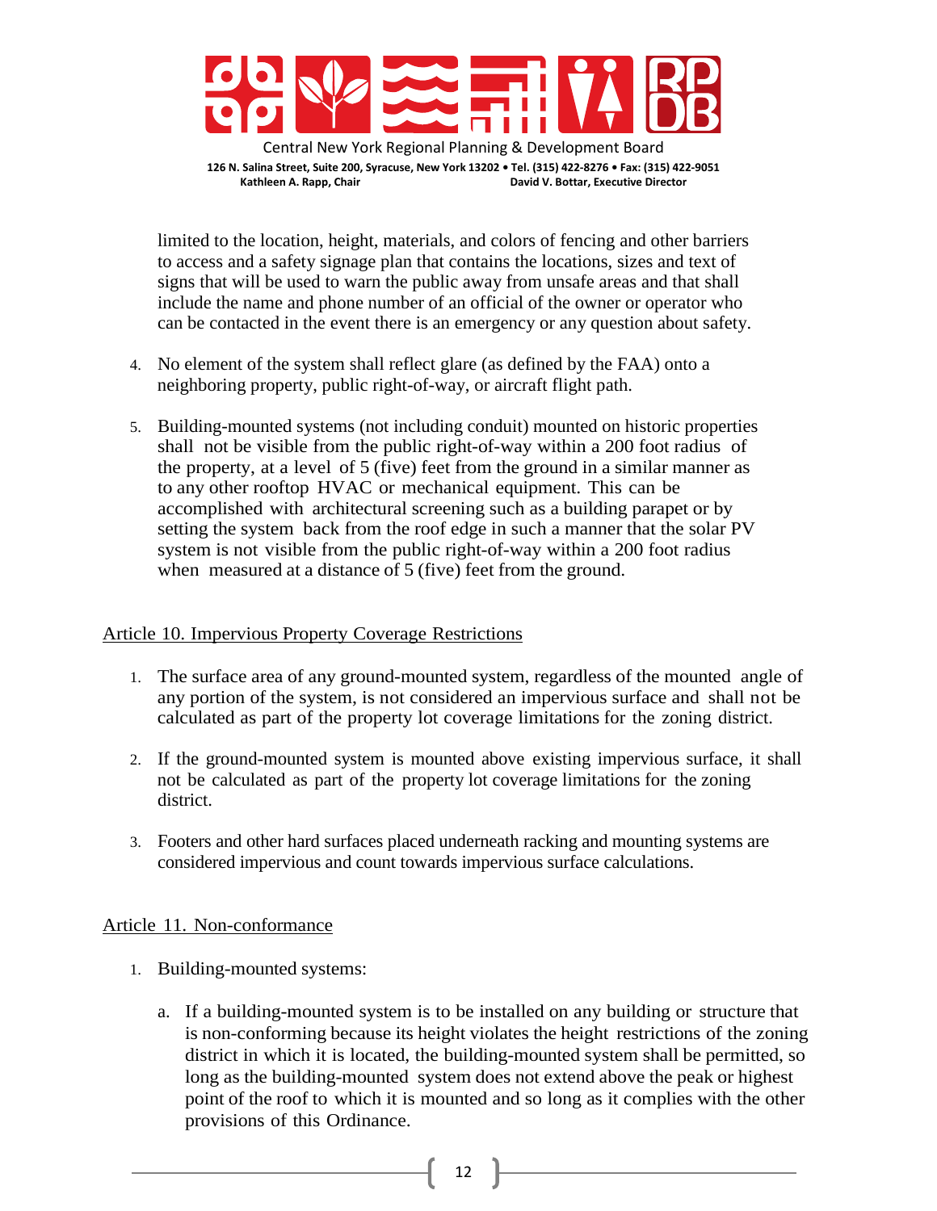limited to the location, height, materials, and colors of fencing and other barriers to access and a safety signage plan that contains the locations, sizes and text of signs that will be used to warn the public away from unsafe areas and that shall include the name and phone number of an official of the owner or operator who can be contacted in the event there is an emergency or any question about safety.

4. No element of the system shall reflect glare (as defined by the FAA) onto a neighboring property, public right-of-way, or aircraft flight path.

5. Building-mounted systems (not including conduit) mounted on historic properties shall not be visible from the public right-of-way within a 200 foot radius of the property, at a level of 5 (five) feet from the ground in a similar manner as to any other rooftop HVAC or mechanical equipment. This can be accomplished with architectural screening such as a building parapet or by setting the system back from the roof edge in such a manner that the solar PV system is not visible from the public right-of-way within a 200 foot radius when measured at a distance of 5 (five) feet from the ground.

Article 10. Impervious Property Coverage Restrictions

1. The surface area of any ground-mounted system, regardless of the mounted angle of any portion of the system, is not considered an impervious surface and shall not be calculated as part of the property lot coverage limitations for the zoning district.

2. If the ground-mounted system is mounted above existing impervious surface, it shall not be calculated as part of the property lot coverage limitations for the zoning district.

3. Footers and other hard surfaces placed underneath racking and mounting systems are considered impervious and count towards impervious surface calculations.

Article 11. Non-conformance

1. Building-mounted systems:

   a. If a building-mounted system is to be installed on any building or structure that is non-conforming because its height violates the height restrictions of the zoning district in which it is located, the building-mounted system shall be permitted, so long as the building-mounted system does not extend above the peak or highest point of the roof to which it is mounted and so long as it complies with the other provisions of this Ordinance.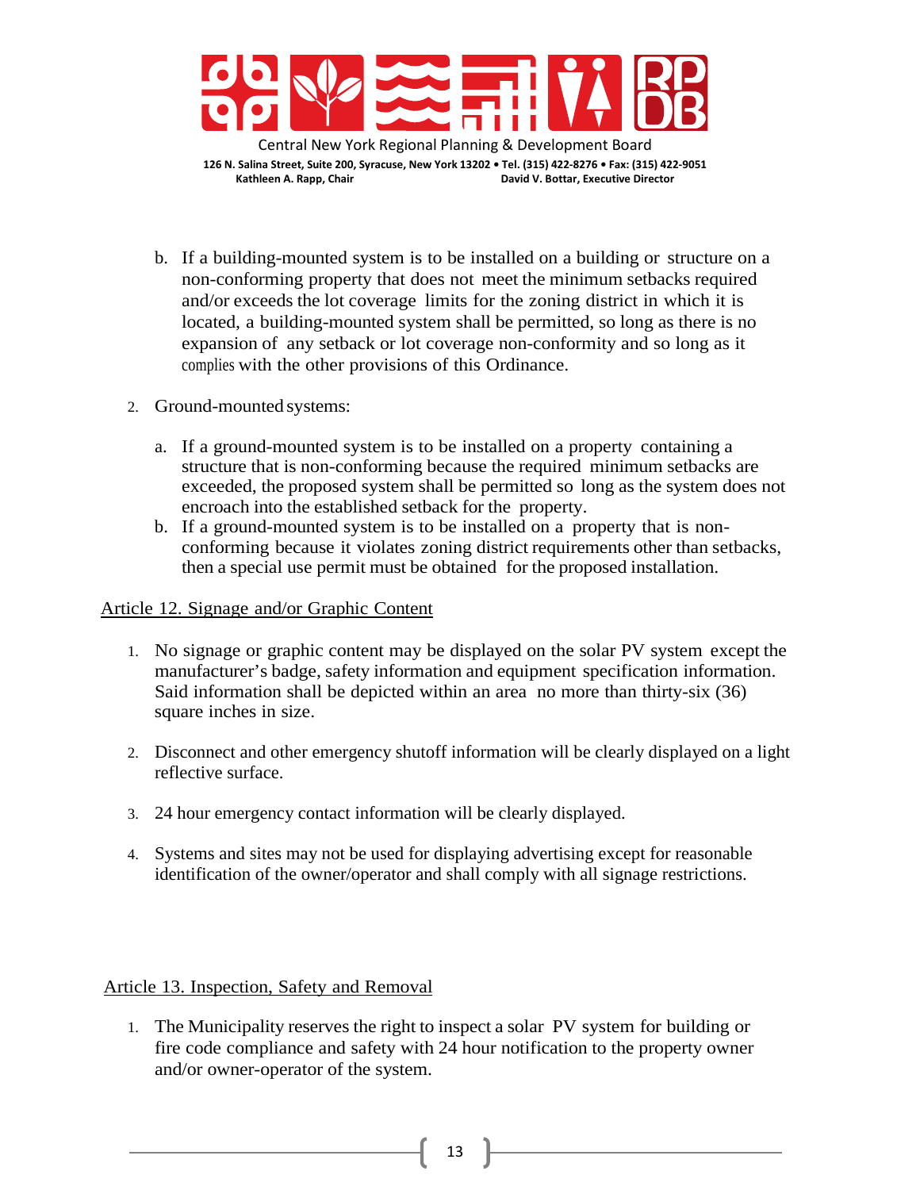b. If a building-mounted system is to be installed on a building or structure on a non-conforming property that does not meet the minimum setbacks required and/or exceeds the lot coverage limits for the zoning district in which it is located, a building-mounted system shall be permitted, so long as there is no expansion of any setback or lot coverage non-conformity and so long as it complies with the other provisions of this Ordinance.

2. Ground-mounted systems:

   a. If a ground-mounted system is to be installed on a property containing a structure that is non-conforming because the required minimum setbacks are exceeded, the proposed system shall be permitted so long as the system does not encroach into the established setback for the property.
   b. If a ground-mounted system is to be installed on a property that is non-conforming because it violates zoning district requirements other than setbacks, then a special use permit must be obtained for the proposed installation.

Article 12. Signage and/or Graphic Content

1. No signage or graphic content may be displayed on the solar PV system except the manufacturer's badge, safety information and equipment specification information. Said information shall be depicted within an area no more than thirty-six (36) square inches in size.

2. Disconnect and other emergency shutoff information will be clearly displayed on a light reflective surface.

3. 24 hour emergency contact information will be clearly displayed.

4. Systems and sites may not be used for displaying advertising except for reasonable identification of the owner/operator and shall comply with all signage restrictions.

Article 13. Inspection, Safety and Removal

1. The Municipality reserves the right to inspect a solar PV system for building or fire code compliance and safety with 24 hour notification to the property owner and/or owner-operator of the system.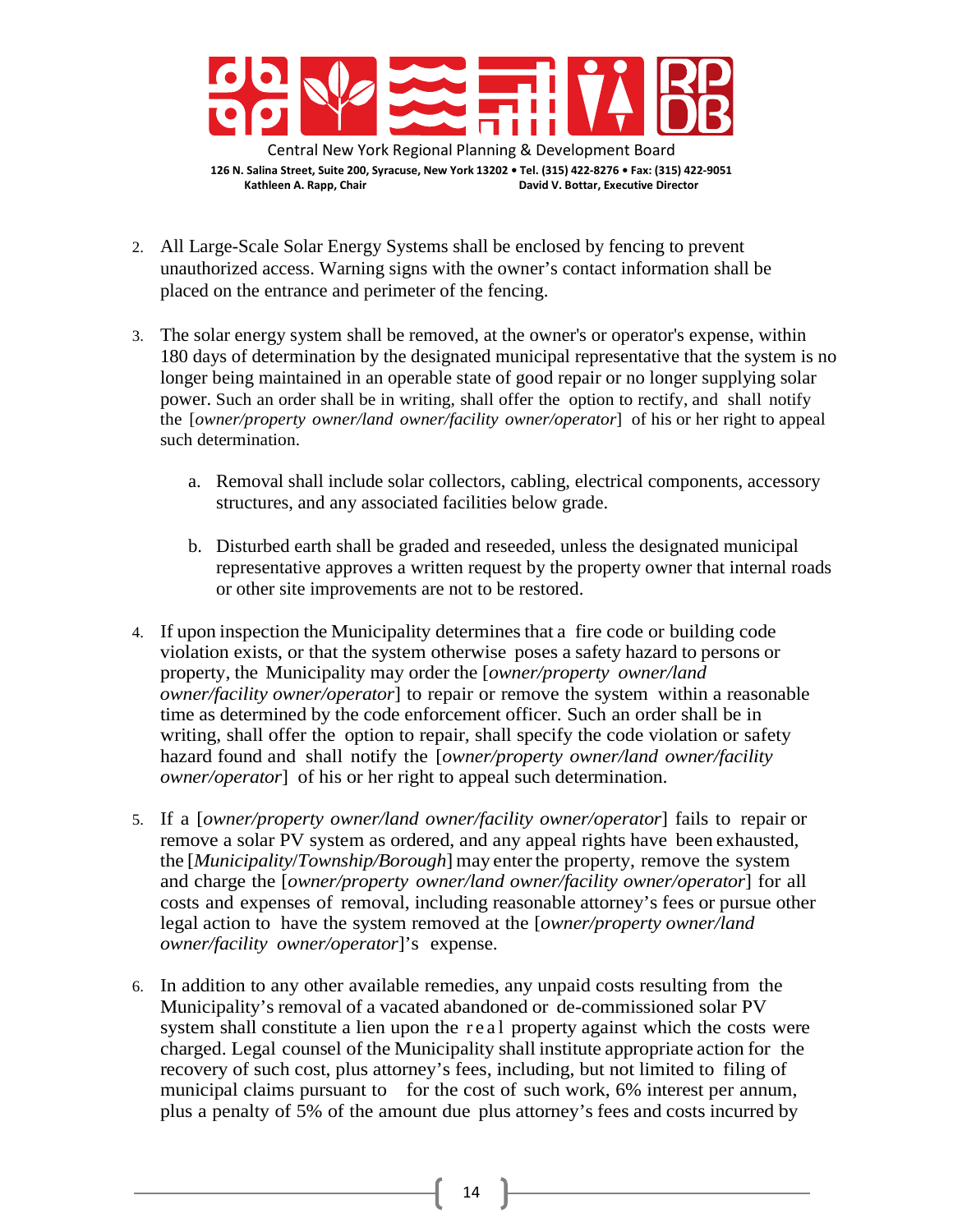2. All Large-Scale Solar Energy Systems shall be enclosed by fencing to prevent unauthorized access. Warning signs with the owner's contact information shall be placed on the entrance and perimeter of the fencing.

3. The solar energy system shall be removed, at the owner's or operator's expense, within 180 days of determination by the designated municipal representative that the system is no longer being maintained in an operable state of good repair or no longer supplying solar power. Such an order shall be in writing, shall offer the option to rectify, and shall notify the [*owner/property owner/land owner/facility owner/operator*] of his or her right to appeal such determination.

    a. Removal shall include solar collectors, cabling, electrical components, accessory structures, and any associated facilities below grade.

    b. Disturbed earth shall be graded and reseeded, unless the designated municipal representative approves a written request by the property owner that internal roads or other site improvements are not to be restored.

4. If upon inspection the Municipality determines that a fire code or building code violation exists, or that the system otherwise poses a safety hazard to persons or property, the Municipality may order the [*owner/property owner/land owner/facility owner/operator*] to repair or remove the system within a reasonable time as determined by the code enforcement officer. Such an order shall be in writing, shall offer the option to repair, shall specify the code violation or safety hazard found and shall notify the [*owner/property owner/land owner/facility owner/operator*] of his or her right to appeal such determination.

5. If a [*owner/property owner/land owner/facility owner/operator*] fails to repair or remove a solar PV system as ordered, and any appeal rights have been exhausted, the [*Municipality/Township/Borough*] may enter the property, remove the system and charge the [*owner/property owner/land owner/facility owner/operator*] for all costs and expenses of removal, including reasonable attorney's fees or pursue other legal action to have the system removed at the [*owner/property owner/land owner/facility owner/operator*]'s expense.

6. In addition to any other available remedies, any unpaid costs resulting from the Municipality's removal of a vacated abandoned or de-commissioned solar PV system shall constitute a lien upon the real property against which the costs were charged. Legal counsel of the Municipality shall institute appropriate action for the recovery of such cost, plus attorney's fees, including, but not limited to filing of municipal claims pursuant to for the cost of such work, 6% interest per annum, plus a penalty of 5% of the amount due plus attorney's fees and costs incurred by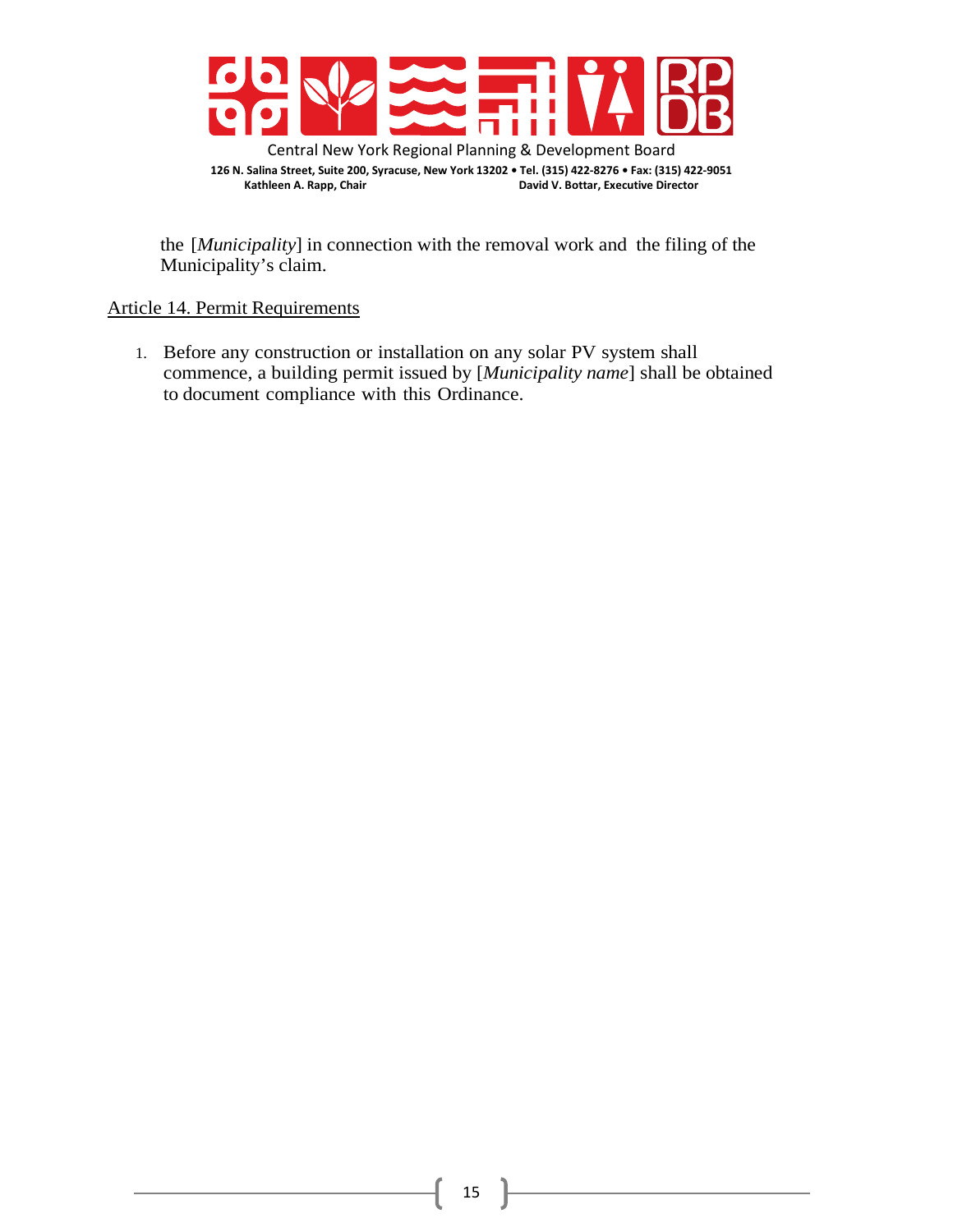the [*Municipality*] in connection with the removal work and the filing of the Municipality's claim.

Article 14. Permit Requirements

1. Before any construction or installation on any solar PV system shall commence, a building permit issued by [*Municipality name*] shall be obtained to document compliance with this Ordinance.